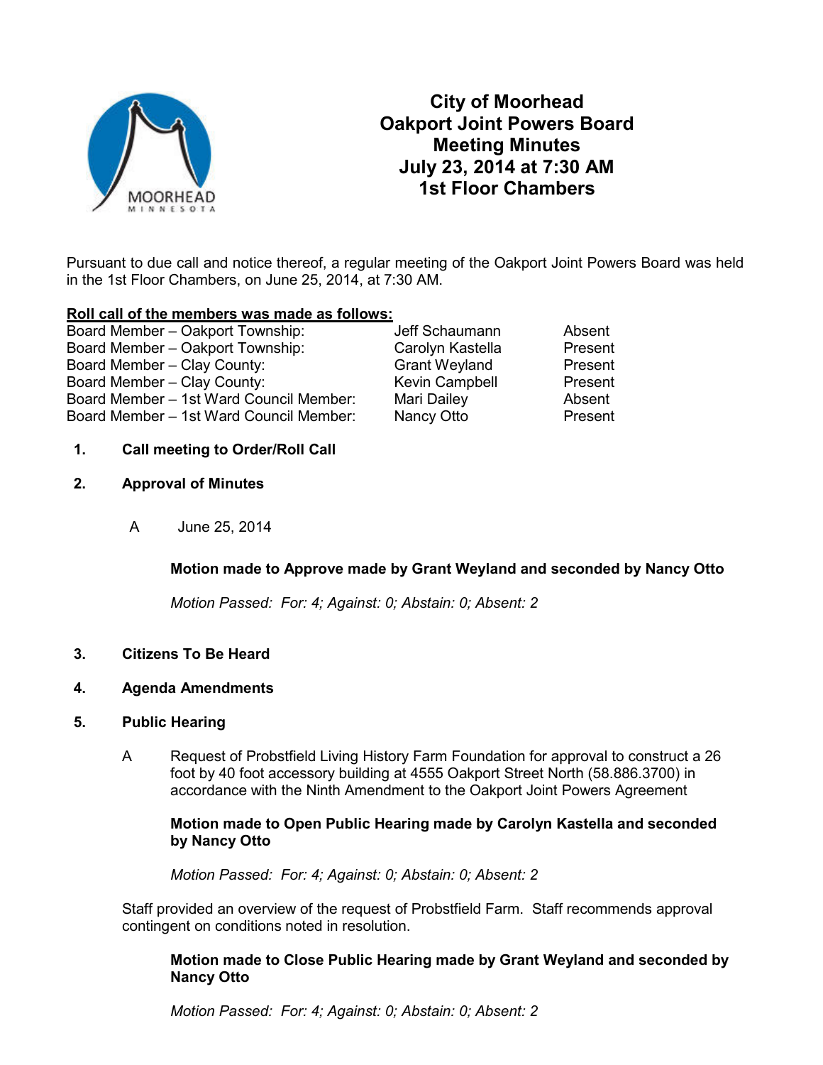# City of Moorhead
# Oakport Joint Powers Board
# Meeting Minutes
# July 23, 2014 at 7:30 AM
# 1st Floor Chambers

Pursuant to due call and notice thereof, a regular meeting of the Oakport Joint Powers Board was held in the 1st Floor Chambers, on June 25, 2014, at 7:30 AM.

**Roll call of the members was made as follows:**

| | | |
|---|---|---|
| Board Member – Oakport Township: | Jeff Schaumann | Absent |
| Board Member – Oakport Township: | Carolyn Kastella | Present |
| Board Member – Clay County: | Grant Weyland | Present |
| Board Member – Clay County: | Kevin Campbell | Present |
| Board Member – 1st Ward Council Member: | Mari Dailey | Absent |
| Board Member – 1st Ward Council Member: | Nancy Otto | Present |

**1. Call meeting to Order/Roll Call**

**2. Approval of Minutes**

A June 25, 2014

**Motion made to Approve made by Grant Weyland and seconded by Nancy Otto**

*Motion Passed: For: 4; Against: 0; Abstain: 0; Absent: 2*

**3. Citizens To Be Heard**

**4. Agenda Amendments**

**5. Public Hearing**

A Request of Probstfield Living History Farm Foundation for approval to construct a 26 foot by 40 foot accessory building at 4555 Oakport Street North (58.886.3700) in accordance with the Ninth Amendment to the Oakport Joint Powers Agreement

**Motion made to Open Public Hearing made by Carolyn Kastella and seconded by Nancy Otto**

*Motion Passed: For: 4; Against: 0; Abstain: 0; Absent: 2*

Staff provided an overview of the request of Probstfield Farm. Staff recommends approval contingent on conditions noted in resolution.

**Motion made to Close Public Hearing made by Grant Weyland and seconded by Nancy Otto**

*Motion Passed: For: 4; Against: 0; Abstain: 0; Absent: 2*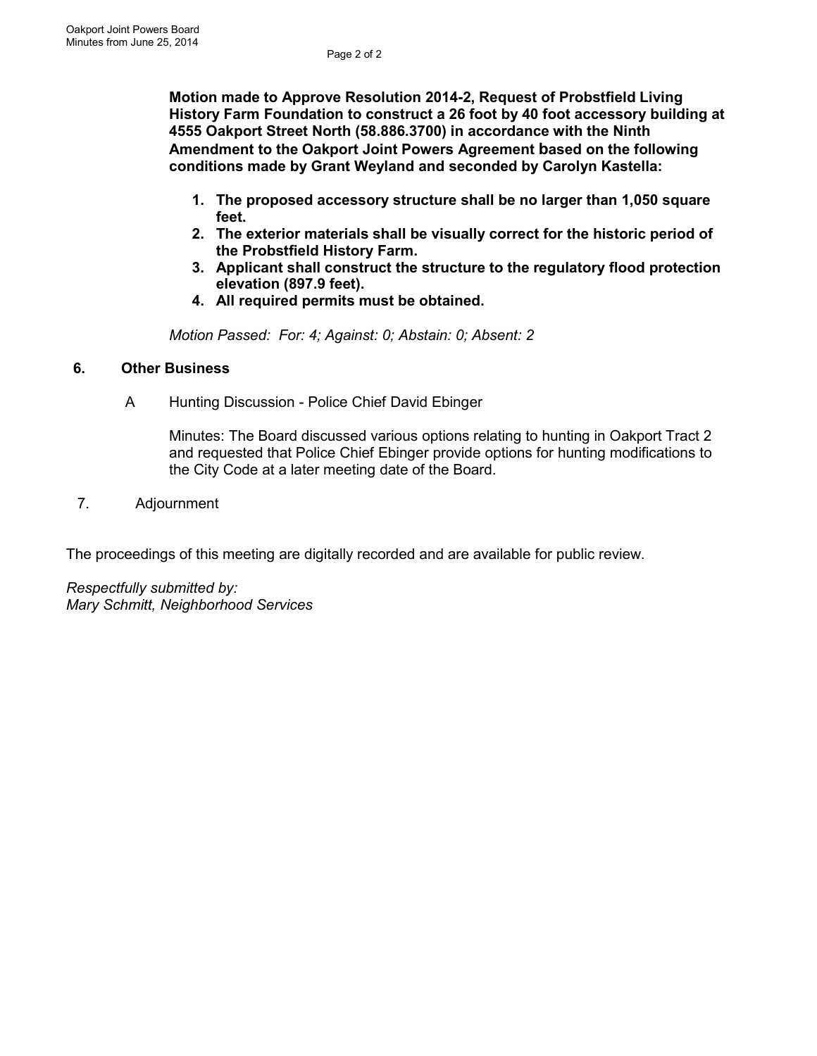**Motion made to Approve Resolution 2014-2, Request of Probstfield Living History Farm Foundation to construct a 26 foot by 40 foot accessory building at 4555 Oakport Street North (58.886.3700) in accordance with the Ninth Amendment to the Oakport Joint Powers Agreement based on the following conditions made by Grant Weyland and seconded by Carolyn Kastella:**

1. **The proposed accessory structure shall be no larger than 1,050 square feet.**
2. **The exterior materials shall be visually correct for the historic period of the Probstfield History Farm.**
3. **Applicant shall construct the structure to the regulatory flood protection elevation (897.9 feet).**
4. **All required permits must be obtained.**

*Motion Passed: For: 4; Against: 0; Abstain: 0; Absent: 2*

## 6. Other Business

A Hunting Discussion - Police Chief David Ebinger

Minutes: The Board discussed various options relating to hunting in Oakport Tract 2 and requested that Police Chief Ebinger provide options for hunting modifications to the City Code at a later meeting date of the Board.

7. Adjournment

The proceedings of this meeting are digitally recorded and are available for public review.

*Respectfully submitted by:*
*Mary Schmitt, Neighborhood Services*